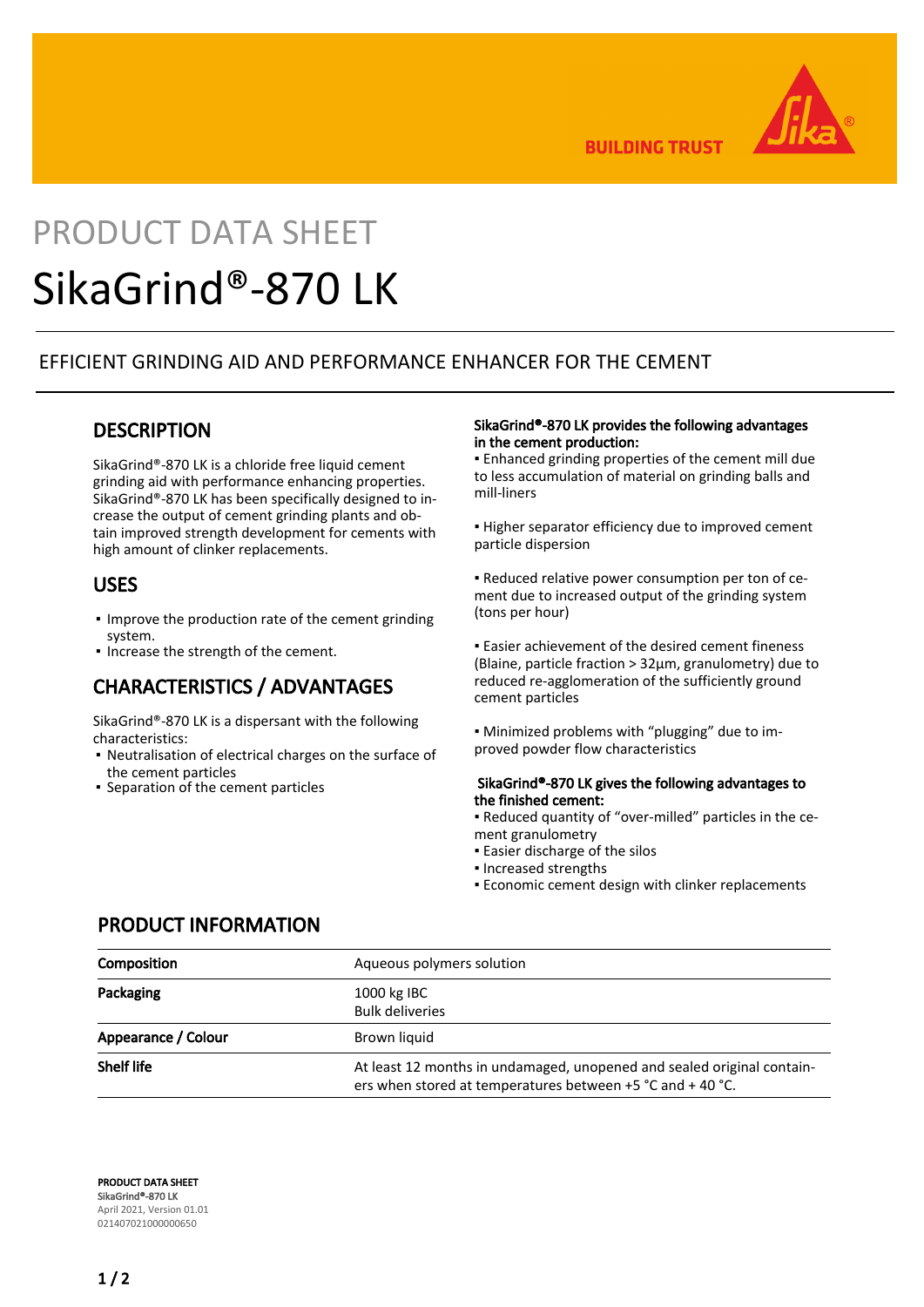# PRODUCT DATA SHEET

# SikaGrind®-870 LK

EFFICIENT GRINDING AID AND PERFORMANCE ENHANCER FOR THE CEMENT

## DESCRIPTION

SikaGrind®-870 LK is a chloride free liquid cement grinding aid with performance enhancing properties. SikaGrind®-870 LK has been specifically designed to increase the output of cement grinding plants and obtain improved strength development for cements with high amount of clinker replacements.

## USES

- Improve the production rate of the cement grinding system.
- Increase the strength of the cement.

## CHARACTERISTICS / ADVANTAGES

SikaGrind®-870 LK is a dispersant with the following characteristics:

- Neutralisation of electrical charges on the surface of the cement particles
- Separation of the cement particles

**SikaGrind®-870 LK provides the following advantages in the cement production:**

- Enhanced grinding properties of the cement mill due to less accumulation of material on grinding balls and mill-liners
- Higher separator efficiency due to improved cement particle dispersion
- Reduced relative power consumption per ton of cement due to increased output of the grinding system (tons per hour)
- Easier achievement of the desired cement fineness (Blaine, particle fraction > 32µm, granulometry) due to reduced re-agglomeration of the sufficiently ground cement particles
- Minimized problems with "plugging" due to improved powder flow characteristics

**SikaGrind®-870 LK gives the following advantages to the finished cement:**

- Reduced quantity of "over-milled" particles in the cement granulometry
- Easier discharge of the silos
- Increased strengths
- Economic cement design with clinker replacements

## PRODUCT INFORMATION

| | |
|---|---|
| **Composition** | Aqueous polymers solution |
| **Packaging** | 1000 kg IBC<br>Bulk deliveries |
| **Appearance / Colour** | Brown liquid |
| **Shelf life** | At least 12 months in undamaged, unopened and sealed original containers when stored at temperatures between +5 °C and + 40 °C. |

**PRODUCT DATA SHEET**
**SikaGrind®-870 LK**
April 2021, Version 01.01
021407021000000650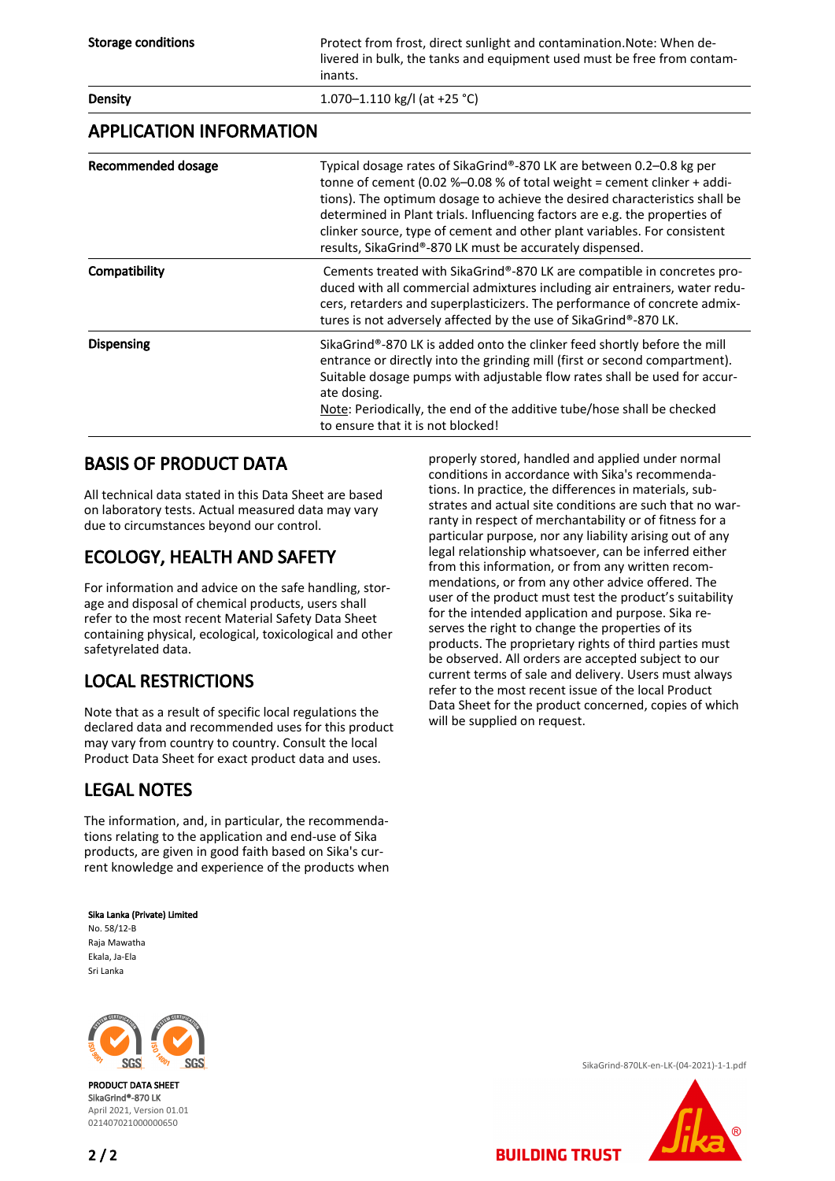| | |
|---|---|
| **Storage conditions** | Protect from frost, direct sunlight and contamination.Note: When delivered in bulk, the tanks and equipment used must be free from contaminants. |
| **Density** | 1.070–1.110 kg/l (at +25 °C) |

## APPLICATION INFORMATION

| | |
|---|---|
| **Recommended dosage** | Typical dosage rates of SikaGrind®-870 LK are between 0.2–0.8 kg per tonne of cement (0.02 %–0.08 % of total weight = cement clinker + additions). The optimum dosage to achieve the desired characteristics shall be determined in Plant trials. Influencing factors are e.g. the properties of clinker source, type of cement and other plant variables. For consistent results, SikaGrind®-870 LK must be accurately dispensed. |
| **Compatibility** | Cements treated with SikaGrind®-870 LK are compatible in concretes produced with all commercial admixtures including air entrainers, water reducers, retarders and superplasticizers. The performance of concrete admixtures is not adversely affected by the use of SikaGrind®-870 LK. |
| **Dispensing** | SikaGrind®-870 LK is added onto the clinker feed shortly before the mill entrance or directly into the grinding mill (first or second compartment). Suitable dosage pumps with adjustable flow rates shall be used for accurate dosing. Note: Periodically, the end of the additive tube/hose shall be checked to ensure that it is not blocked! |

## BASIS OF PRODUCT DATA

All technical data stated in this Data Sheet are based on laboratory tests. Actual measured data may vary due to circumstances beyond our control.

## ECOLOGY, HEALTH AND SAFETY

For information and advice on the safe handling, storage and disposal of chemical products, users shall refer to the most recent Material Safety Data Sheet containing physical, ecological, toxicological and other safetyrelated data.

## LOCAL RESTRICTIONS

Note that as a result of specific local regulations the declared data and recommended uses for this product may vary from country to country. Consult the local Product Data Sheet for exact product data and uses.

## LEGAL NOTES

The information, and, in particular, the recommendations relating to the application and end-use of Sika products, are given in good faith based on Sika's current knowledge and experience of the products when properly stored, handled and applied under normal conditions in accordance with Sika's recommendations. In practice, the differences in materials, substrates and actual site conditions are such that no warranty in respect of merchantability or of fitness for a particular purpose, nor any liability arising out of any legal relationship whatsoever, can be inferred either from this information, or from any written recommendations, or from any other advice offered. The user of the product must test the product's suitability for the intended application and purpose. Sika reserves the right to change the properties of its products. The proprietary rights of third parties must be observed. All orders are accepted subject to our current terms of sale and delivery. Users must always refer to the most recent issue of the local Product Data Sheet for the product concerned, copies of which will be supplied on request.

**Sika Lanka (Private) Limited**
No. 58/12-B
Raja Mawatha
Ekala, Ja-Ela
Sri Lanka

**PRODUCT DATA SHEET**
**SikaGrind®-870 LK**
April 2021, Version 01.01
021407021000000650

SikaGrind-870LK-en-LK-(04-2021)-1-1.pdf

BUILDING TRUST